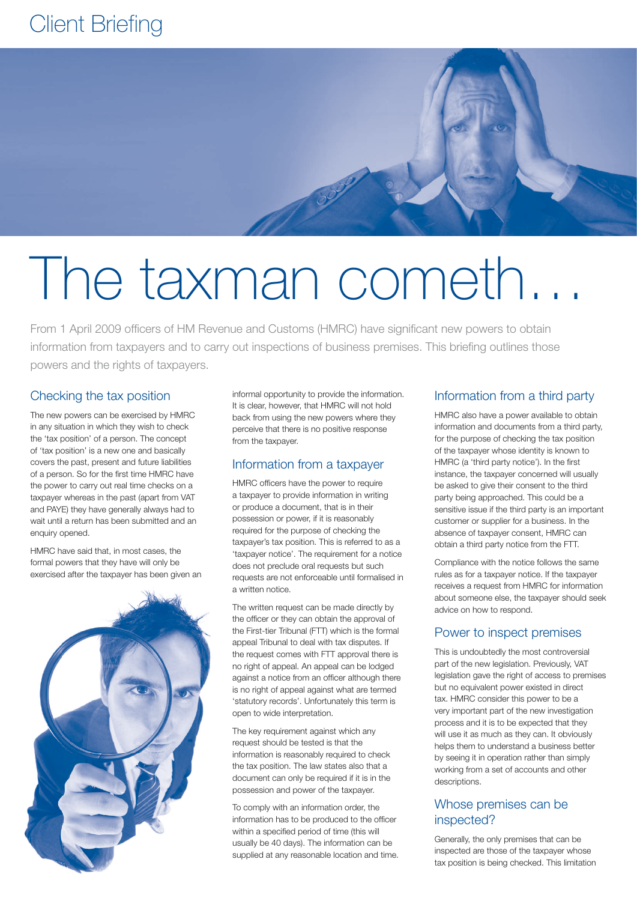Client Briefing

# The taxman cometh…

From 1 April 2009 officers of HM Revenue and Customs (HMRC) have significant new powers to obtain information from taxpayers and to carry out inspections of business premises. This briefing outlines those powers and the rights of taxpayers.

## Checking the tax position

The new powers can be exercised by HMRC in any situation in which they wish to check the 'tax position' of a person. The concept of 'tax position' is a new one and basically covers the past, present and future liabilities of a person. So for the first time HMRC have the power to carry out real time checks on a taxpayer whereas in the past (apart from VAT and PAYE) they have generally always had to wait until a return has been submitted and an enquiry opened.

HMRC have said that, in most cases, the formal powers that they have will only be exercised after the taxpayer has been given an informal opportunity to provide the information. It is clear, however, that HMRC will not hold back from using the new powers where they perceive that there is no positive response from the taxpayer.

## Information from a taxpayer

HMRC officers have the power to require a taxpayer to provide information in writing or produce a document, that is in their possession or power, if it is reasonably required for the purpose of checking the taxpayer's tax position. This is referred to as a 'taxpayer notice'. The requirement for a notice does not preclude oral requests but such requests are not enforceable until formalised in a written notice.

The written request can be made directly by the officer or they can obtain the approval of the First-tier Tribunal (FTT) which is the formal appeal Tribunal to deal with tax disputes. If the request comes with FTT approval there is no right of appeal. An appeal can be lodged against a notice from an officer although there is no right of appeal against what are termed 'statutory records'. Unfortunately this term is open to wide interpretation.

The key requirement against which any request should be tested is that the information is reasonably required to check the tax position. The law states also that a document can only be required if it is in the possession and power of the taxpayer.

To comply with an information order, the information has to be produced to the officer within a specified period of time (this will usually be 40 days). The information can be supplied at any reasonable location and time.

## Information from a third party

HMRC also have a power available to obtain information and documents from a third party, for the purpose of checking the tax position of the taxpayer whose identity is known to HMRC (a 'third party notice'). In the first instance, the taxpayer concerned will usually be asked to give their consent to the third party being approached. This could be a sensitive issue if the third party is an important customer or supplier for a business. In the absence of taxpayer consent, HMRC can obtain a third party notice from the FTT.

Compliance with the notice follows the same rules as for a taxpayer notice. If the taxpayer receives a request from HMRC for information about someone else, the taxpayer should seek advice on how to respond.

## Power to inspect premises

This is undoubtedly the most controversial part of the new legislation. Previously, VAT legislation gave the right of access to premises but no equivalent power existed in direct tax. HMRC consider this power to be a very important part of the new investigation process and it is to be expected that they will use it as much as they can. It obviously helps them to understand a business better by seeing it in operation rather than simply working from a set of accounts and other descriptions.

## Whose premises can be inspected?

Generally, the only premises that can be inspected are those of the taxpayer whose tax position is being checked. This limitation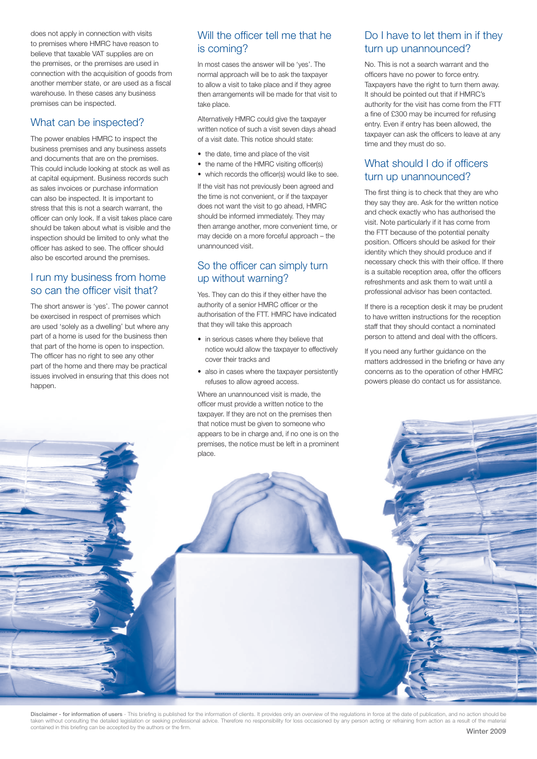does not apply in connection with visits to premises where HMRC have reason to believe that taxable VAT supplies are on the premises, or the premises are used in connection with the acquisition of goods from another member state, or are used as a fiscal warehouse. In these cases any business premises can be inspected.

## What can be inspected?

The power enables HMRC to inspect the business premises and any business assets and documents that are on the premises. This could include looking at stock as well as at capital equipment. Business records such as sales invoices or purchase information can also be inspected. It is important to stress that this is not a search warrant, the officer can only look. If a visit takes place care should be taken about what is visible and the inspection should be limited to only what the officer has asked to see. The officer should also be escorted around the premises.

## I run my business from home so can the officer visit that?

The short answer is 'yes'. The power cannot be exercised in respect of premises which are used 'solely as a dwelling' but where any part of a home is used for the business then that part of the home is open to inspection. The officer has no right to see any other part of the home and there may be practical issues involved in ensuring that this does not happen.

## Will the officer tell me that he is coming?

In most cases the answer will be 'yes'. The normal approach will be to ask the taxpayer to allow a visit to take place and if they agree then arrangements will be made for that visit to take place.

Alternatively HMRC could give the taxpayer written notice of such a visit seven days ahead of a visit date. This notice should state:

- the date, time and place of the visit
- the name of the HMRC visiting officer(s)
- which records the officer(s) would like to see.

If the visit has not previously been agreed and the time is not convenient, or if the taxpayer does not want the visit to go ahead, HMRC should be informed immediately. They may then arrange another, more convenient time, or may decide on a more forceful approach – the unannounced visit.

## So the officer can simply turn up without warning?

Yes. They can do this if they either have the authority of a senior HMRC officer or the authorisation of the FTT. HMRC have indicated that they will take this approach

- in serious cases where they believe that notice would allow the taxpayer to effectively cover their tracks and
- also in cases where the taxpayer persistently refuses to allow agreed access.

Where an unannounced visit is made, the officer must provide a written notice to the taxpayer. If they are not on the premises then that notice must be given to someone who appears to be in charge and, if no one is on the premises, the notice must be left in a prominent place.

## Do I have to let them in if they turn up unannounced?

No. This is not a search warrant and the officers have no power to force entry. Taxpayers have the right to turn them away. It should be pointed out that if HMRC's authority for the visit has come from the FTT a fine of £300 may be incurred for refusing entry. Even if entry has been allowed, the taxpayer can ask the officers to leave at any time and they must do so.

## What should I do if officers turn up unannounced?

The first thing is to check that they are who they say they are. Ask for the written notice and check exactly who has authorised the visit. Note particularly if it has come from the FTT because of the potential penalty position. Officers should be asked for their identity which they should produce and if necessary check this with their office. If there is a suitable reception area, offer the officers refreshments and ask them to wait until a professional advisor has been contacted.

If there is a reception desk it may be prudent to have written instructions for the reception staff that they should contact a nominated person to attend and deal with the officers.

If you need any further guidance on the matters addressed in the briefing or have any concerns as to the operation of other HMRC powers please do contact us for assistance.

**Disclaimer - for information of users** - This briefing is published for the information of clients. It provides only an overview of the regulations in force at the date of publication, and no action should be taken without consulting the detailed legislation or seeking professional advice. Therefore no responsibility for loss occasioned by any person acting or refraining from action as a result of the material contained in this briefing can be accepted by the authors or the firm.

Winter 2009